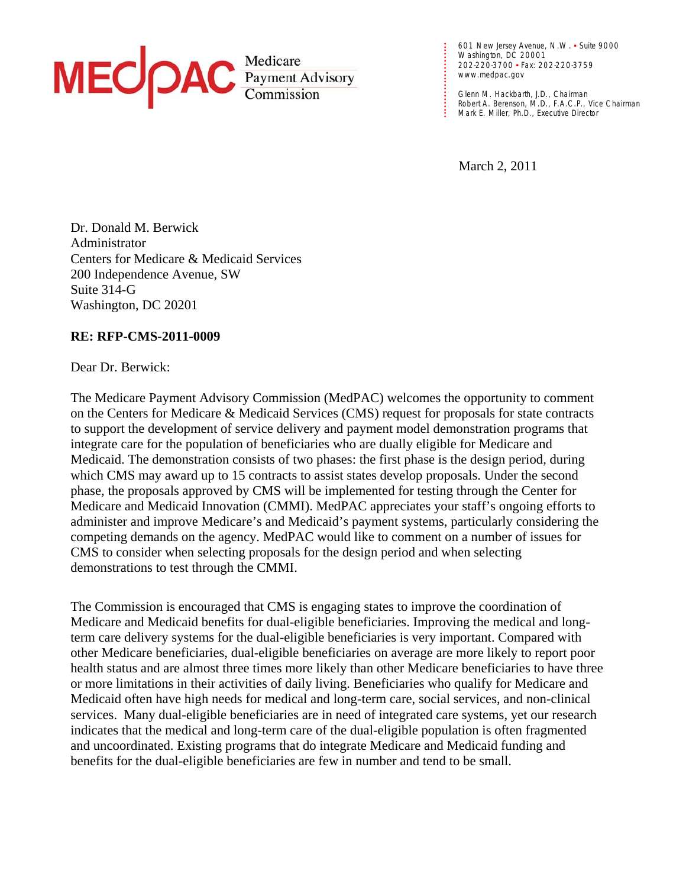**MEDPAC** Medicare Payment Advisory Commission

601 New Jersey Avenue, N.W. • Suite 9000
Washington, DC 20001
202-220-3700 • Fax: 202-220-3759
www.medpac.gov

Glenn M. Hackbarth, J.D., Chairman
Robert A. Berenson, M.D., F.A.C.P., Vice Chairman
Mark E. Miller, Ph.D., Executive Director

March 2, 2011

Dr. Donald M. Berwick
Administrator
Centers for Medicare & Medicaid Services
200 Independence Avenue, SW
Suite 314-G
Washington, DC 20201

**RE: RFP-CMS-2011-0009**

Dear Dr. Berwick:

The Medicare Payment Advisory Commission (MedPAC) welcomes the opportunity to comment on the Centers for Medicare & Medicaid Services (CMS) request for proposals for state contracts to support the development of service delivery and payment model demonstration programs that integrate care for the population of beneficiaries who are dually eligible for Medicare and Medicaid. The demonstration consists of two phases: the first phase is the design period, during which CMS may award up to 15 contracts to assist states develop proposals. Under the second phase, the proposals approved by CMS will be implemented for testing through the Center for Medicare and Medicaid Innovation (CMMI). MedPAC appreciates your staff's ongoing efforts to administer and improve Medicare's and Medicaid's payment systems, particularly considering the competing demands on the agency. MedPAC would like to comment on a number of issues for CMS to consider when selecting proposals for the design period and when selecting demonstrations to test through the CMMI.

The Commission is encouraged that CMS is engaging states to improve the coordination of Medicare and Medicaid benefits for dual-eligible beneficiaries. Improving the medical and long-term care delivery systems for the dual-eligible beneficiaries is very important. Compared with other Medicare beneficiaries, dual-eligible beneficiaries on average are more likely to report poor health status and are almost three times more likely than other Medicare beneficiaries to have three or more limitations in their activities of daily living. Beneficiaries who qualify for Medicare and Medicaid often have high needs for medical and long-term care, social services, and non-clinical services. Many dual-eligible beneficiaries are in need of integrated care systems, yet our research indicates that the medical and long-term care of the dual-eligible population is often fragmented and uncoordinated. Existing programs that do integrate Medicare and Medicaid funding and benefits for the dual-eligible beneficiaries are few in number and tend to be small.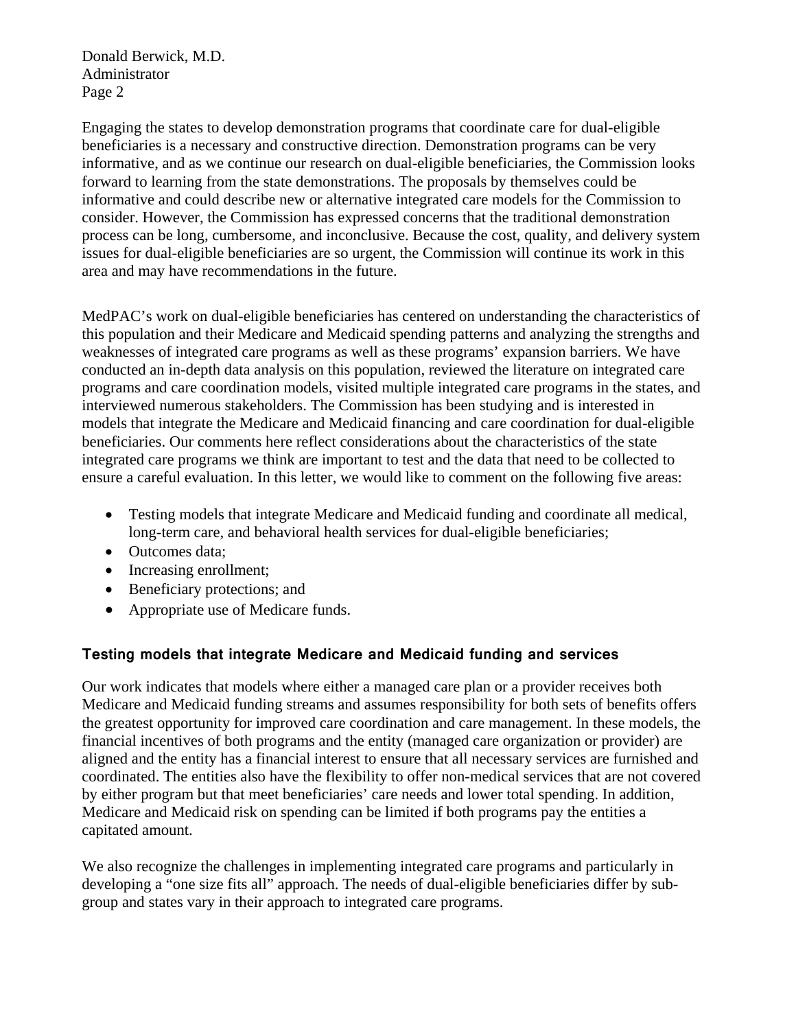Engaging the states to develop demonstration programs that coordinate care for dual-eligible beneficiaries is a necessary and constructive direction. Demonstration programs can be very informative, and as we continue our research on dual-eligible beneficiaries, the Commission looks forward to learning from the state demonstrations. The proposals by themselves could be informative and could describe new or alternative integrated care models for the Commission to consider. However, the Commission has expressed concerns that the traditional demonstration process can be long, cumbersome, and inconclusive. Because the cost, quality, and delivery system issues for dual-eligible beneficiaries are so urgent, the Commission will continue its work in this area and may have recommendations in the future.

MedPAC's work on dual-eligible beneficiaries has centered on understanding the characteristics of this population and their Medicare and Medicaid spending patterns and analyzing the strengths and weaknesses of integrated care programs as well as these programs' expansion barriers. We have conducted an in-depth data analysis on this population, reviewed the literature on integrated care programs and care coordination models, visited multiple integrated care programs in the states, and interviewed numerous stakeholders. The Commission has been studying and is interested in models that integrate the Medicare and Medicaid financing and care coordination for dual-eligible beneficiaries. Our comments here reflect considerations about the characteristics of the state integrated care programs we think are important to test and the data that need to be collected to ensure a careful evaluation. In this letter, we would like to comment on the following five areas:

- Testing models that integrate Medicare and Medicaid funding and coordinate all medical, long-term care, and behavioral health services for dual-eligible beneficiaries;
- Outcomes data;
- Increasing enrollment;
- Beneficiary protections; and
- Appropriate use of Medicare funds.

## Testing models that integrate Medicare and Medicaid funding and services

Our work indicates that models where either a managed care plan or a provider receives both Medicare and Medicaid funding streams and assumes responsibility for both sets of benefits offers the greatest opportunity for improved care coordination and care management. In these models, the financial incentives of both programs and the entity (managed care organization or provider) are aligned and the entity has a financial interest to ensure that all necessary services are furnished and coordinated. The entities also have the flexibility to offer non-medical services that are not covered by either program but that meet beneficiaries' care needs and lower total spending. In addition, Medicare and Medicaid risk on spending can be limited if both programs pay the entities a capitated amount.

We also recognize the challenges in implementing integrated care programs and particularly in developing a "one size fits all" approach. The needs of dual-eligible beneficiaries differ by sub-group and states vary in their approach to integrated care programs.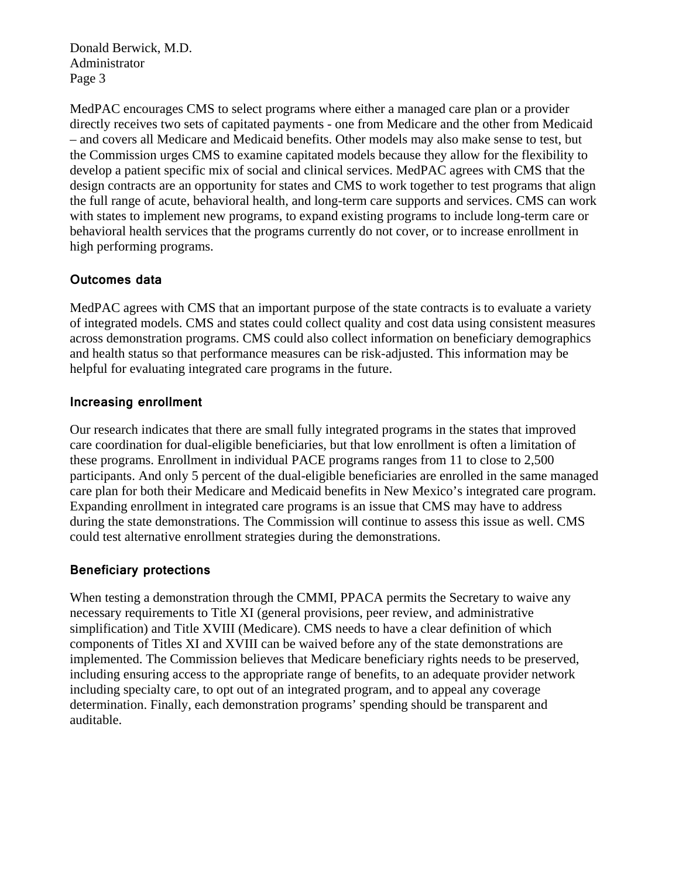MedPAC encourages CMS to select programs where either a managed care plan or a provider directly receives two sets of capitated payments - one from Medicare and the other from Medicaid – and covers all Medicare and Medicaid benefits. Other models may also make sense to test, but the Commission urges CMS to examine capitated models because they allow for the flexibility to develop a patient specific mix of social and clinical services. MedPAC agrees with CMS that the design contracts are an opportunity for states and CMS to work together to test programs that align the full range of acute, behavioral health, and long-term care supports and services. CMS can work with states to implement new programs, to expand existing programs to include long-term care or behavioral health services that the programs currently do not cover, or to increase enrollment in high performing programs.

### Outcomes data

MedPAC agrees with CMS that an important purpose of the state contracts is to evaluate a variety of integrated models. CMS and states could collect quality and cost data using consistent measures across demonstration programs. CMS could also collect information on beneficiary demographics and health status so that performance measures can be risk-adjusted. This information may be helpful for evaluating integrated care programs in the future.

### Increasing enrollment

Our research indicates that there are small fully integrated programs in the states that improved care coordination for dual-eligible beneficiaries, but that low enrollment is often a limitation of these programs. Enrollment in individual PACE programs ranges from 11 to close to 2,500 participants. And only 5 percent of the dual-eligible beneficiaries are enrolled in the same managed care plan for both their Medicare and Medicaid benefits in New Mexico's integrated care program. Expanding enrollment in integrated care programs is an issue that CMS may have to address during the state demonstrations. The Commission will continue to assess this issue as well. CMS could test alternative enrollment strategies during the demonstrations.

### Beneficiary protections

When testing a demonstration through the CMMI, PPACA permits the Secretary to waive any necessary requirements to Title XI (general provisions, peer review, and administrative simplification) and Title XVIII (Medicare). CMS needs to have a clear definition of which components of Titles XI and XVIII can be waived before any of the state demonstrations are implemented. The Commission believes that Medicare beneficiary rights needs to be preserved, including ensuring access to the appropriate range of benefits, to an adequate provider network including specialty care, to opt out of an integrated program, and to appeal any coverage determination. Finally, each demonstration programs' spending should be transparent and auditable.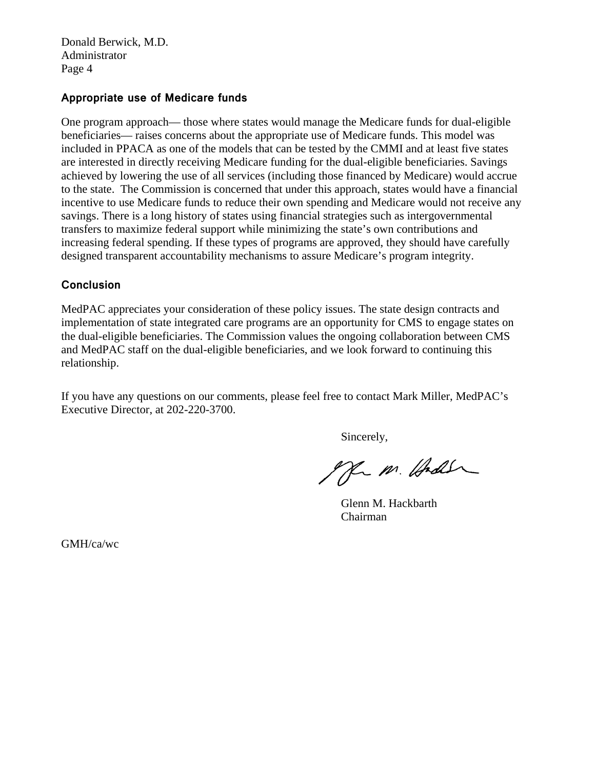Donald Berwick, M.D.
Administrator

## Appropriate use of Medicare funds

One program approach— those where states would manage the Medicare funds for dual-eligible beneficiaries— raises concerns about the appropriate use of Medicare funds. This model was included in PPACA as one of the models that can be tested by the CMMI and at least five states are interested in directly receiving Medicare funding for the dual-eligible beneficiaries. Savings achieved by lowering the use of all services (including those financed by Medicare) would accrue to the state. The Commission is concerned that under this approach, states would have a financial incentive to use Medicare funds to reduce their own spending and Medicare would not receive any savings. There is a long history of states using financial strategies such as intergovernmental transfers to maximize federal support while minimizing the state's own contributions and increasing federal spending. If these types of programs are approved, they should have carefully designed transparent accountability mechanisms to assure Medicare's program integrity.

## Conclusion

MedPAC appreciates your consideration of these policy issues. The state design contracts and implementation of state integrated care programs are an opportunity for CMS to engage states on the dual-eligible beneficiaries. The Commission values the ongoing collaboration between CMS and MedPAC staff on the dual-eligible beneficiaries, and we look forward to continuing this relationship.

If you have any questions on our comments, please feel free to contact Mark Miller, MedPAC's Executive Director, at 202-220-3700.

Sincerely,

Glenn M. Hackbarth
Chairman

GMH/ca/wc